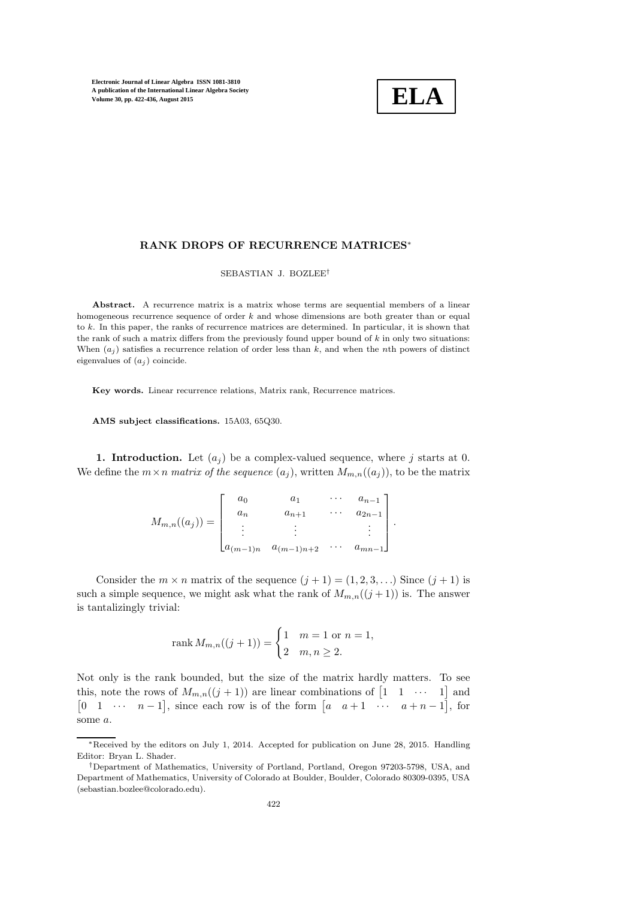# RANK DROPS OF RECURRENCE MATRICES*

SEBASTIAN J. BOZLEE†

**Abstract.** A recurrence matrix is a matrix whose terms are sequential members of a linear homogeneous recurrence sequence of order $k$ and whose dimensions are both greater than or equal to $k$. In this paper, the ranks of recurrence matrices are determined. In particular, it is shown that the rank of such a matrix differs from the previously found upper bound of $k$ in only two situations: When $(a_j)$ satisfies a recurrence relation of order less than $k$, and when the $n$th powers of distinct eigenvalues of $(a_j)$ coincide.

**Key words.** Linear recurrence relations, Matrix rank, Recurrence matrices.

**AMS subject classifications.** 15A03, 65Q30.

**1. Introduction.** Let $(a_j)$ be a complex-valued sequence, where $j$ starts at 0. We define the $m \times n$ *matrix of the sequence* $(a_j)$, written $M_{m,n}((a_j))$, to be the matrix

$$M_{m,n}((a_j)) = \begin{bmatrix} a_0 & a_1 & \cdots & a_{n-1} \\ a_n & a_{n+1} & \cdots & a_{2n-1} \\ \vdots & \vdots & & \vdots \\ a_{(m-1)n} & a_{(m-1)n+2} & \cdots & a_{mn-1} \end{bmatrix}.$$

Consider the $m \times n$ matrix of the sequence $(j+1) = (1, 2, 3, \ldots)$ Since $(j+1)$ is such a simple sequence, we might ask what the rank of $M_{m,n}((j+1))$ is. The answer is tantalizingly trivial:

$$\operatorname{rank} M_{m,n}((j+1)) = \begin{cases} 1 & m = 1 \text{ or } n = 1, \\ 2 & m, n \geq 2. \end{cases}$$

Not only is the rank bounded, but the size of the matrix hardly matters. To see this, note the rows of $M_{m,n}((j+1))$ are linear combinations of $\begin{bmatrix} 1 & 1 & \cdots & 1 \end{bmatrix}$ and $\begin{bmatrix} 0 & 1 & \cdots & n-1 \end{bmatrix}$, since each row is of the form $\begin{bmatrix} a & a+1 & \cdots & a+n-1 \end{bmatrix}$, for some $a$.

---

*Received by the editors on July 1, 2014. Accepted for publication on June 28, 2015. Handling Editor: Bryan L. Shader.

†Department of Mathematics, University of Portland, Portland, Oregon 97203-5798, USA, and Department of Mathematics, University of Colorado at Boulder, Boulder, Colorado 80309-0395, USA (sebastian.bozlee@colorado.edu).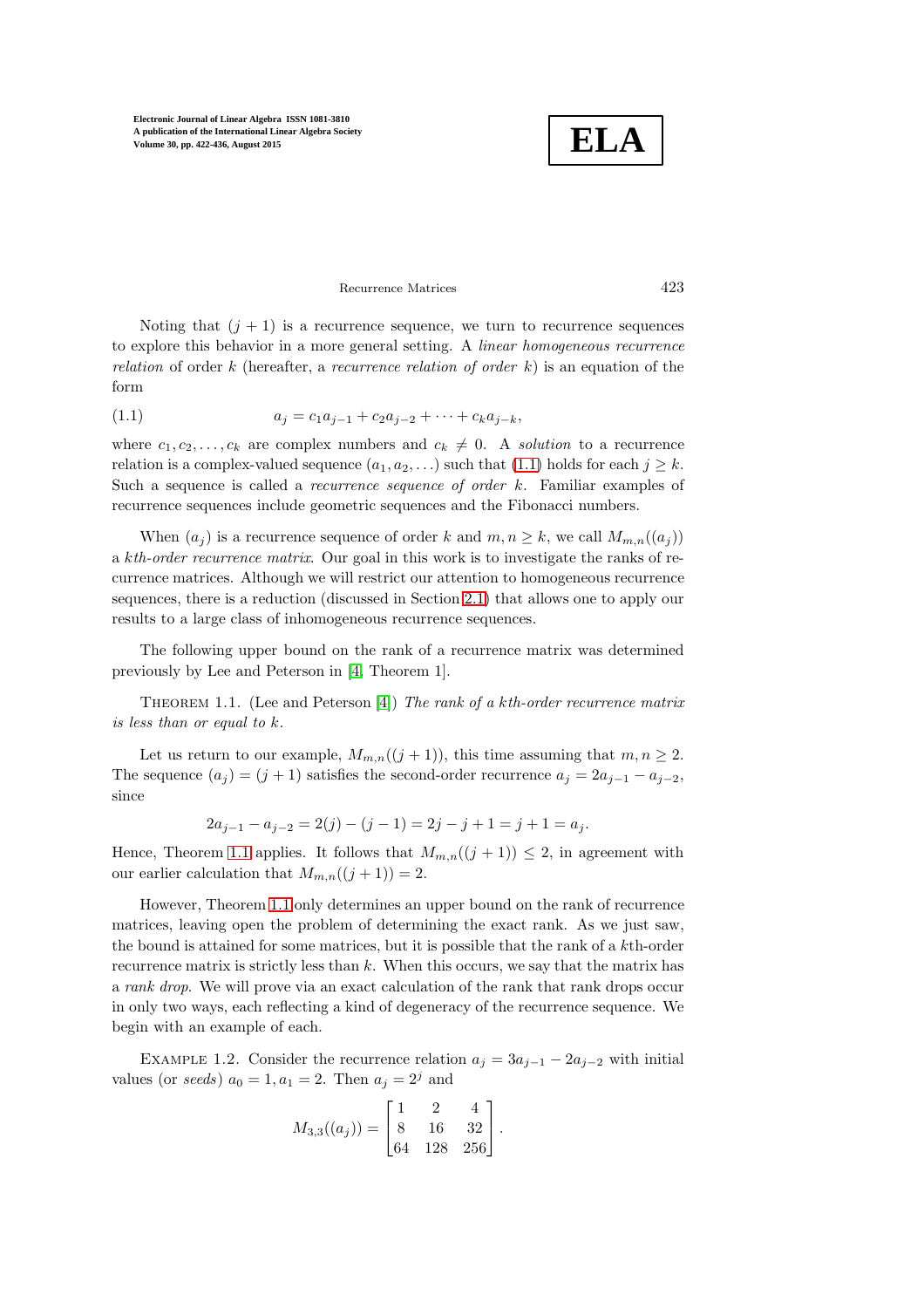Noting that $(j+1)$ is a recurrence sequence, we turn to recurrence sequences to explore this behavior in a more general setting. A *linear homogeneous recurrence relation* of order $k$ (hereafter, a *recurrence relation of order $k$*) is an equation of the form

$$a_j = c_1 a_{j-1} + c_2 a_{j-2} + \cdots + c_k a_{j-k}, \tag{1.1}$$

where $c_1, c_2, \ldots, c_k$ are complex numbers and $c_k \neq 0$. A *solution* to a recurrence relation is a complex-valued sequence $(a_1, a_2, \ldots)$ such that (1.1) holds for each $j \geq k$. Such a sequence is called a *recurrence sequence of order $k$*. Familiar examples of recurrence sequences include geometric sequences and the Fibonacci numbers.

When $(a_j)$ is a recurrence sequence of order $k$ and $m, n \geq k$, we call $M_{m,n}((a_j))$ a *$k$th-order recurrence matrix*. Our goal in this work is to investigate the ranks of recurrence matrices. Although we will restrict our attention to homogeneous recurrence sequences, there is a reduction (discussed in Section 2.1) that allows one to apply our results to a large class of inhomogeneous recurrence sequences.

The following upper bound on the rank of a recurrence matrix was determined previously by Lee and Peterson in [4, Theorem 1].

THEOREM 1.1. (Lee and Peterson [4]) *The rank of a $k$th-order recurrence matrix is less than or equal to $k$.*

Let us return to our example, $M_{m,n}((j+1))$, this time assuming that $m, n \geq 2$. The sequence $(a_j) = (j+1)$ satisfies the second-order recurrence $a_j = 2a_{j-1} - a_{j-2}$, since

$$2a_{j-1} - a_{j-2} = 2(j) - (j-1) = 2j - j + 1 = j + 1 = a_j.$$

Hence, Theorem 1.1 applies. It follows that $M_{m,n}((j+1)) \leq 2$, in agreement with our earlier calculation that $M_{m,n}((j+1)) = 2$.

However, Theorem 1.1 only determines an upper bound on the rank of recurrence matrices, leaving open the problem of determining the exact rank. As we just saw, the bound is attained for some matrices, but it is possible that the rank of a $k$th-order recurrence matrix is strictly less than $k$. When this occurs, we say that the matrix has a *rank drop*. We will prove via an exact calculation of the rank that rank drops occur in only two ways, each reflecting a kind of degeneracy of the recurrence sequence. We begin with an example of each.

EXAMPLE 1.2. Consider the recurrence relation $a_j = 3a_{j-1} - 2a_{j-2}$ with initial values (or *seeds*) $a_0 = 1, a_1 = 2$. Then $a_j = 2^j$ and

$$M_{3,3}((a_j)) = \begin{bmatrix} 1 & 2 & 4 \\ 8 & 16 & 32 \\ 64 & 128 & 256 \end{bmatrix}.$$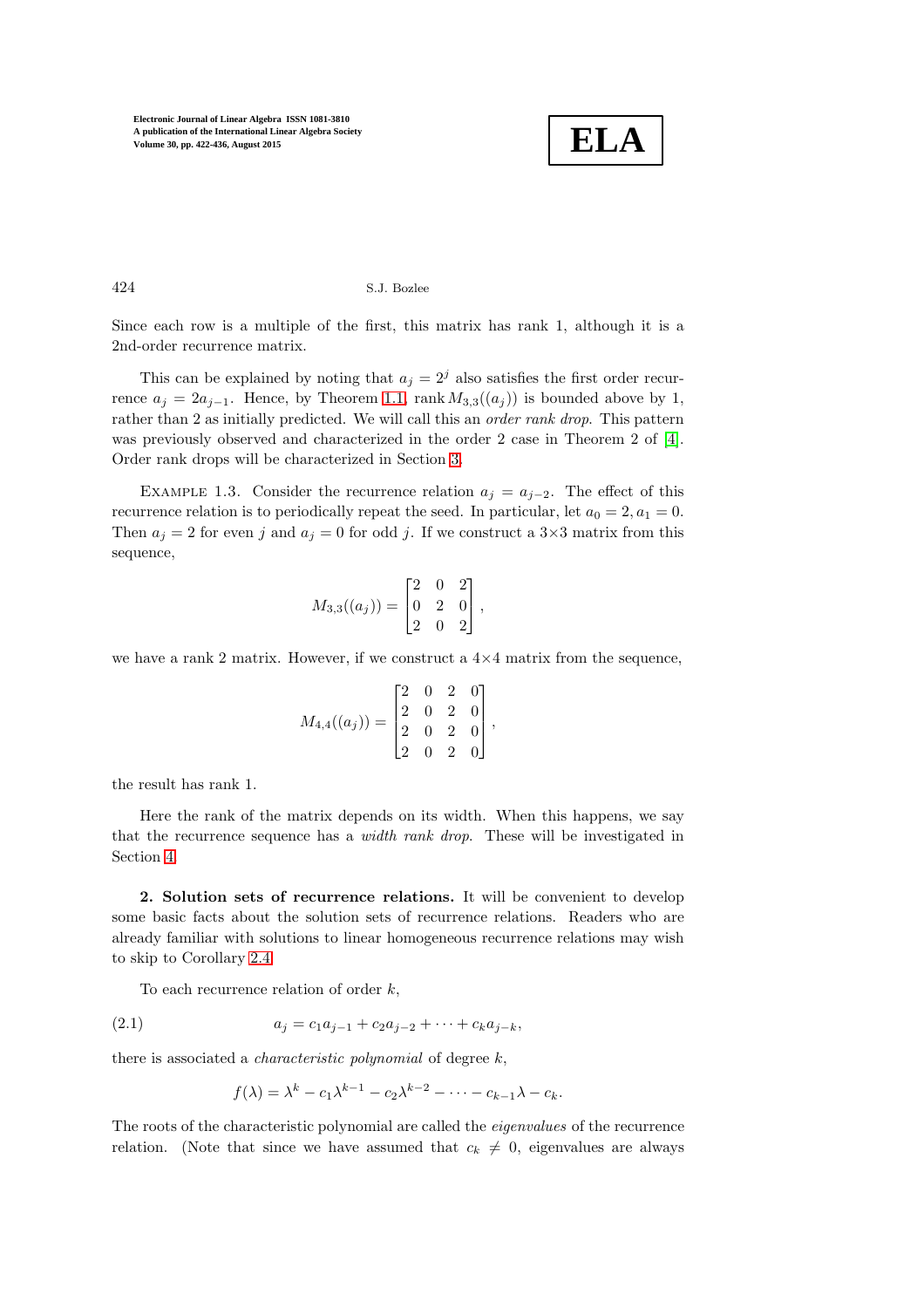Since each row is a multiple of the first, this matrix has rank 1, although it is a 2nd-order recurrence matrix.

This can be explained by noting that $a_j = 2^j$ also satisfies the first order recurrence $a_j = 2a_{j-1}$. Hence, by Theorem 1.1, $\operatorname{rank} M_{3,3}((a_j))$ is bounded above by 1, rather than 2 as initially predicted. We will call this an *order rank drop*. This pattern was previously observed and characterized in the order 2 case in Theorem 2 of [4]. Order rank drops will be characterized in Section 3.

Example 1.3. Consider the recurrence relation $a_j = a_{j-2}$. The effect of this recurrence relation is to periodically repeat the seed. In particular, let $a_0 = 2, a_1 = 0$. Then $a_j = 2$ for even $j$ and $a_j = 0$ for odd $j$. If we construct a $3\times 3$ matrix from this sequence,

$$M_{3,3}((a_j)) = \begin{bmatrix} 2 & 0 & 2 \\ 0 & 2 & 0 \\ 2 & 0 & 2 \end{bmatrix},$$

we have a rank 2 matrix. However, if we construct a $4\times 4$ matrix from the sequence,

$$M_{4,4}((a_j)) = \begin{bmatrix} 2 & 0 & 2 & 0 \\ 2 & 0 & 2 & 0 \\ 2 & 0 & 2 & 0 \\ 2 & 0 & 2 & 0 \end{bmatrix},$$

the result has rank 1.

Here the rank of the matrix depends on its width. When this happens, we say that the recurrence sequence has a *width rank drop*. These will be investigated in Section 4.

## 2. Solution sets of recurrence relations.

It will be convenient to develop some basic facts about the solution sets of recurrence relations. Readers who are already familiar with solutions to linear homogeneous recurrence relations may wish to skip to Corollary 2.4.

To each recurrence relation of order $k$,

$$a_j = c_1 a_{j-1} + c_2 a_{j-2} + \cdots + c_k a_{j-k}, \tag{2.1}$$

there is associated a *characteristic polynomial* of degree $k$,

$$f(\lambda) = \lambda^k - c_1\lambda^{k-1} - c_2\lambda^{k-2} - \cdots - c_{k-1}\lambda - c_k.$$

The roots of the characteristic polynomial are called the *eigenvalues* of the recurrence relation. (Note that since we have assumed that $c_k \neq 0$, eigenvalues are always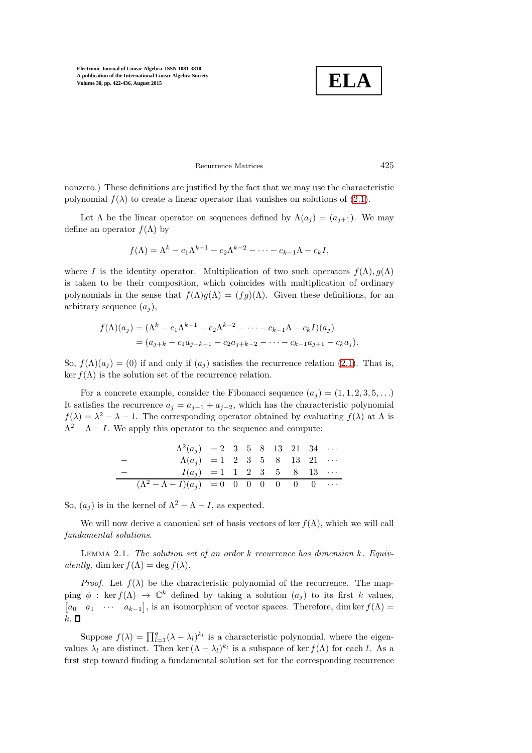nonzero.) These definitions are justified by the fact that we may use the characteristic polynomial $f(\lambda)$ to create a linear operator that vanishes on solutions of (2.1).

Let $\Lambda$ be the linear operator on sequences defined by $\Lambda(a_j) = (a_{j+1})$. We may define an operator $f(\Lambda)$ by

$$f(\Lambda) = \Lambda^k - c_1\Lambda^{k-1} - c_2\Lambda^{k-2} - \cdots - c_{k-1}\Lambda - c_k I,$$

where $I$ is the identity operator. Multiplication of two such operators $f(\Lambda), g(\Lambda)$ is taken to be their composition, which coincides with multiplication of ordinary polynomials in the sense that $f(\Lambda)g(\Lambda) = (fg)(\Lambda)$. Given these definitions, for an arbitrary sequence $(a_j)$,

$$\begin{aligned} f(\Lambda)(a_j) &= (\Lambda^k - c_1\Lambda^{k-1} - c_2\Lambda^{k-2} - \cdots - c_{k-1}\Lambda - c_k I)(a_j) \\ &= (a_{j+k} - c_1 a_{j+k-1} - c_2 a_{j+k-2} - \cdots - c_{k-1}a_{j+1} - c_k a_j). \end{aligned}$$

So, $f(\Lambda)(a_j) = (0)$ if and only if $(a_j)$ satisfies the recurrence relation (2.1). That is, $\ker f(\Lambda)$ is the solution set of the recurrence relation.

For a concrete example, consider the Fibonacci sequence $(a_j) = (1, 1, 2, 3, 5, \ldots)$ It satisfies the recurrence $a_j = a_{j-1} + a_{j-2}$, which has the characteristic polynomial $f(\lambda) = \lambda^2 - \lambda - 1$. The corresponding operator obtained by evaluating $f(\lambda)$ at $\Lambda$ is $\Lambda^2 - \Lambda - I$. We apply this operator to the sequence and compute:

$$\begin{array}{rrcccccccc} & \Lambda^2(a_j) & = 2 & 3 & 5 & 8 & 13 & 21 & 34 & \cdots \\ - & \Lambda(a_j) & = 1 & 2 & 3 & 5 & 8 & 13 & 21 & \cdots \\ - & I(a_j) & = 1 & 1 & 2 & 3 & 5 & 8 & 13 & \cdots \\ \hline & (\Lambda^2 - \Lambda - I)(a_j) & = 0 & 0 & 0 & 0 & 0 & 0 & 0 & \cdots \end{array}$$

So, $(a_j)$ is in the kernel of $\Lambda^2 - \Lambda - I$, as expected.

We will now derive a canonical set of basis vectors of $\ker f(\Lambda)$, which we will call *fundamental solutions*.

Lemma 2.1. *The solution set of an order $k$ recurrence has dimension $k$. Equivalently,* $\dim \ker f(\Lambda) = \deg f(\lambda)$.

*Proof.* Let $f(\lambda)$ be the characteristic polynomial of the recurrence. The mapping $\phi : \ker f(\Lambda) \to \mathbb{C}^k$ defined by taking a solution $(a_j)$ to its first $k$ values, $\begin{bmatrix} a_0 & a_1 & \cdots & a_{k-1} \end{bmatrix}$, is an isomorphism of vector spaces. Therefore, $\dim \ker f(\Lambda) = k$. ∎

Suppose $f(\lambda) = \prod_{l=1}^{q}(\lambda - \lambda_l)^{k_l}$ is a characteristic polynomial, where the eigenvalues $\lambda_l$ are distinct. Then $\ker(\Lambda - \lambda_l)^{k_l}$ is a subspace of $\ker f(\Lambda)$ for each $l$. As a first step toward finding a fundamental solution set for the corresponding recurrence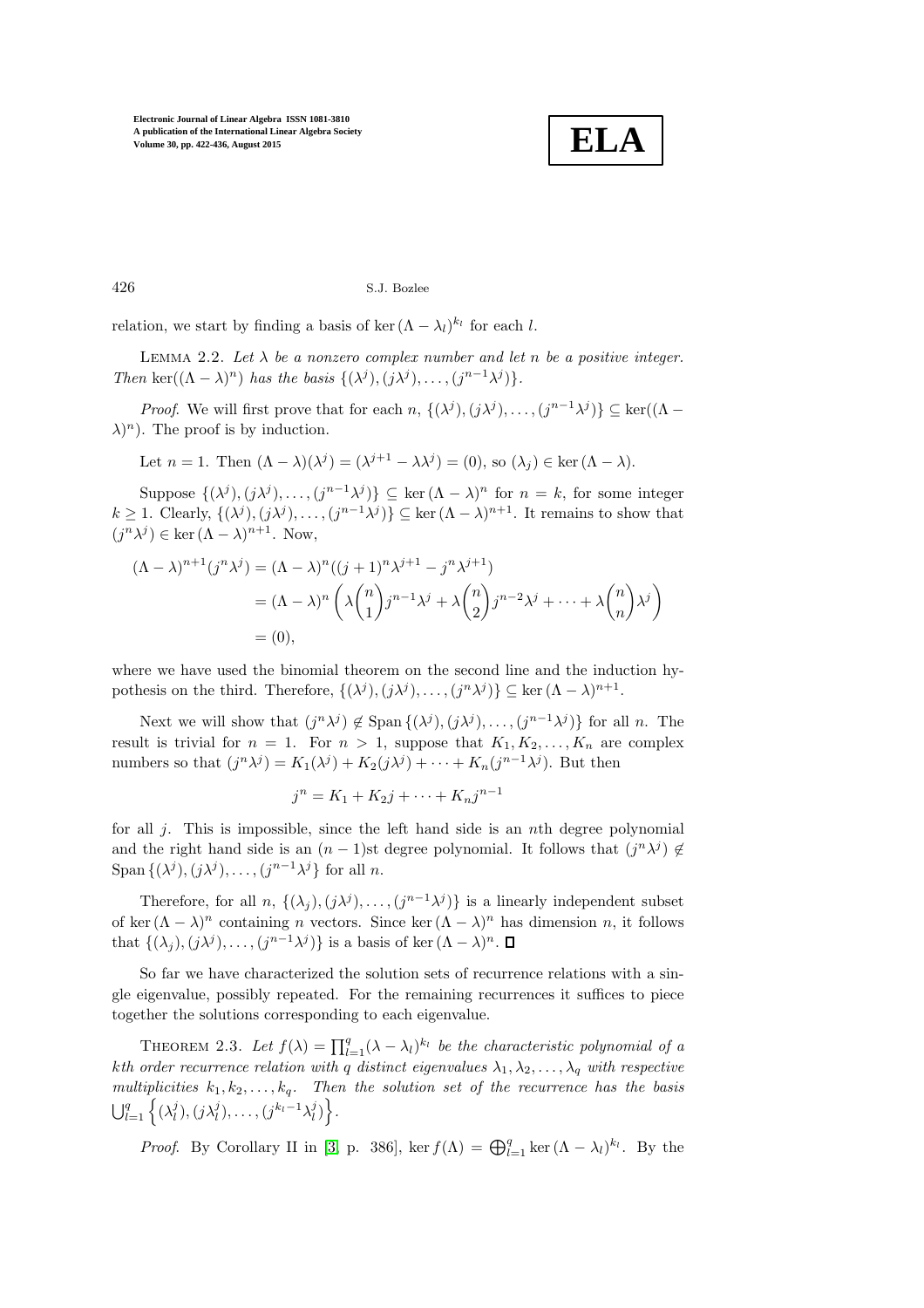relation, we start by finding a basis of $\ker(\Lambda - \lambda_l)^{k_l}$ for each $l$.

Lemma 2.2. *Let $\lambda$ be a nonzero complex number and let $n$ be a positive integer. Then $\ker((\Lambda - \lambda)^n)$ has the basis $\{(\lambda^j), (j\lambda^j), \ldots, (j^{n-1}\lambda^j)\}$.*

*Proof.* We will first prove that for each $n$, $\{(\lambda^j), (j\lambda^j), \ldots, (j^{n-1}\lambda^j)\} \subseteq \ker((\Lambda - \lambda)^n)$. The proof is by induction.

Let $n = 1$. Then $(\Lambda - \lambda)(\lambda^j) = (\lambda^{j+1} - \lambda\lambda^j) = (0)$, so $(\lambda_j) \in \ker(\Lambda - \lambda)$.

Suppose $\{(\lambda^j), (j\lambda^j), \ldots, (j^{n-1}\lambda^j)\} \subseteq \ker(\Lambda - \lambda)^n$ for $n = k$, for some integer $k \geq 1$. Clearly, $\{(\lambda^j), (j\lambda^j), \ldots, (j^{n-1}\lambda^j)\} \subseteq \ker(\Lambda - \lambda)^{n+1}$. It remains to show that $(j^n\lambda^j) \in \ker(\Lambda - \lambda)^{n+1}$. Now,

$$
\begin{aligned}
(\Lambda - \lambda)^{n+1}(j^n\lambda^j) &= (\Lambda - \lambda)^n((j+1)^n\lambda^{j+1} - j^n\lambda^{j+1}) \\
&= (\Lambda - \lambda)^n\left(\lambda\binom{n}{1}j^{n-1}\lambda^j + \lambda\binom{n}{2}j^{n-2}\lambda^j + \cdots + \lambda\binom{n}{n}\lambda^j\right) \\
&= (0),
\end{aligned}
$$

where we have used the binomial theorem on the second line and the induction hypothesis on the third. Therefore, $\{(\lambda^j), (j\lambda^j), \ldots, (j^n\lambda^j)\} \subseteq \ker(\Lambda - \lambda)^{n+1}$.

Next we will show that $(j^n\lambda^j) \notin \operatorname{Span}\{(\lambda^j), (j\lambda^j), \ldots, (j^{n-1}\lambda^j)\}$ for all $n$. The result is trivial for $n = 1$. For $n > 1$, suppose that $K_1, K_2, \ldots, K_n$ are complex numbers so that $(j^n\lambda^j) = K_1(\lambda^j) + K_2(j\lambda^j) + \cdots + K_n(j^{n-1}\lambda^j)$. But then

$$
j^n = K_1 + K_2 j + \cdots + K_n j^{n-1}
$$

for all $j$. This is impossible, since the left hand side is an $n$th degree polynomial and the right hand side is an $(n-1)$st degree polynomial. It follows that $(j^n\lambda^j) \notin \operatorname{Span}\{(\lambda^j), (j\lambda^j), \ldots, (j^{n-1}\lambda^j)\}$ for all $n$.

Therefore, for all $n$, $\{(\lambda_j), (j\lambda^j), \ldots, (j^{n-1}\lambda^j)\}$ is a linearly independent subset of $\ker(\Lambda - \lambda)^n$ containing $n$ vectors. Since $\ker(\Lambda - \lambda)^n$ has dimension $n$, it follows that $\{(\lambda_j), (j\lambda^j), \ldots, (j^{n-1}\lambda^j)\}$ is a basis of $\ker(\Lambda - \lambda)^n$. ◻

So far we have characterized the solution sets of recurrence relations with a single eigenvalue, possibly repeated. For the remaining recurrences it suffices to piece together the solutions corresponding to each eigenvalue.

Theorem 2.3. *Let $f(\lambda) = \prod_{l=1}^{q}(\lambda - \lambda_l)^{k_l}$ be the characteristic polynomial of a $k$th order recurrence relation with $q$ distinct eigenvalues $\lambda_1, \lambda_2, \ldots, \lambda_q$ with respective multiplicities $k_1, k_2, \ldots, k_q$. Then the solution set of the recurrence has the basis $\bigcup_{l=1}^{q}\left\{(\lambda_l^j), (j\lambda_l^j), \ldots, (j^{k_l-1}\lambda_l^j)\right\}$.*

*Proof.* By Corollary II in [3, p. 386], $\ker f(\Lambda) = \bigoplus_{l=1}^{q}\ker(\Lambda - \lambda_l)^{k_l}$. By the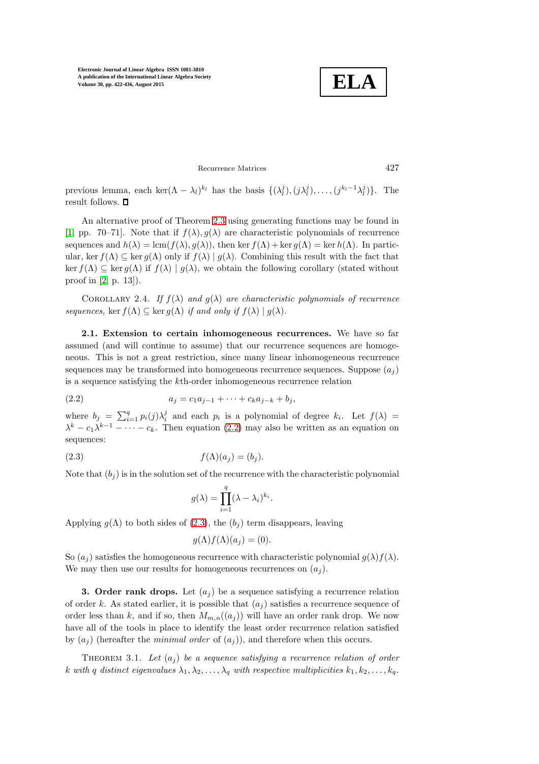previous lemma, each $\ker(\Lambda - \lambda_l)^{k_l}$ has the basis $\{(\lambda_l^j), (j\lambda_l^j), \ldots, (j^{k_l-1}\lambda_l^j)\}$. The result follows. ∎

An alternative proof of Theorem 2.3 using generating functions may be found in [1, pp. 70–71]. Note that if $f(\lambda), g(\lambda)$ are characteristic polynomials of recurrence sequences and $h(\lambda) = \operatorname{lcm}(f(\lambda), g(\lambda))$, then $\ker f(\Lambda) + \ker g(\Lambda) = \ker h(\Lambda)$. In particular, $\ker f(\Lambda) \subseteq \ker g(\Lambda)$ only if $f(\lambda) \mid g(\lambda)$. Combining this result with the fact that $\ker f(\Lambda) \subseteq \ker g(\Lambda)$ if $f(\lambda) \mid g(\lambda)$, we obtain the following corollary (stated without proof in [2, p. 13]).

Corollary 2.4. *If $f(\lambda)$ and $g(\lambda)$ are characteristic polynomials of recurrence sequences,* $\ker f(\Lambda) \subseteq \ker g(\Lambda)$ *if and only if* $f(\lambda) \mid g(\lambda)$.

## 2.1. Extension to certain inhomogeneous recurrences.

We have so far assumed (and will continue to assume) that our recurrence sequences are homogeneous. This is not a great restriction, since many linear inhomogeneous recurrence sequences may be transformed into homogeneous recurrence sequences. Suppose $(a_j)$ is a sequence satisfying the $k$th-order inhomogeneous recurrence relation

$$a_j = c_1 a_{j-1} + \cdots + c_k a_{j-k} + b_j, \tag{2.2}$$

where $b_j = \sum_{i=1}^{q} p_i(j)\lambda_i^j$ and each $p_i$ is a polynomial of degree $k_i$. Let $f(\lambda) = \lambda^k - c_1\lambda^{k-1} - \cdots - c_k$. Then equation (2.2) may also be written as an equation on sequences:

$$f(\Lambda)(a_j) = (b_j). \tag{2.3}$$

Note that $(b_j)$ is in the solution set of the recurrence with the characteristic polynomial

$$g(\lambda) = \prod_{i=1}^{q} (\lambda - \lambda_i)^{k_i}.$$

Applying $g(\Lambda)$ to both sides of (2.3), the $(b_j)$ term disappears, leaving

$$g(\Lambda)f(\Lambda)(a_j) = (0).$$

So $(a_j)$ satisfies the homogeneous recurrence with characteristic polynomial $g(\lambda)f(\lambda)$. We may then use our results for homogeneous recurrences on $(a_j)$.

# 3. Order rank drops.

Let $(a_j)$ be a sequence satisfying a recurrence relation of order $k$. As stated earlier, it is possible that $(a_j)$ satisfies a recurrence sequence of order less than $k$, and if so, then $M_{m,n}((a_j))$ will have an order rank drop. We now have all of the tools in place to identify the least order recurrence relation satisfied by $(a_j)$ (hereafter the *minimal order* of $(a_j)$), and therefore when this occurs.

Theorem 3.1. *Let $(a_j)$ be a sequence satisfying a recurrence relation of order $k$ with $q$ distinct eigenvalues $\lambda_1, \lambda_2, \ldots, \lambda_q$ with respective multiplicities $k_1, k_2, \ldots, k_q$.*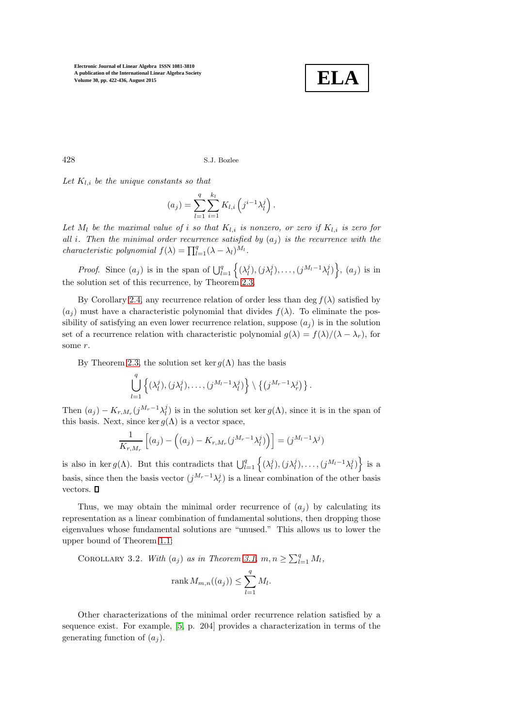*Let $K_{l,i}$ be the unique constants so that*

$$(a_j) = \sum_{l=1}^{q} \sum_{i=1}^{k_l} K_{l,i} \left( j^{i-1} \lambda_l^j \right).$$

*Let $M_l$ be the maximal value of $i$ so that $K_{l,i}$ is nonzero, or zero if $K_{l,i}$ is zero for all $i$. Then the minimal order recurrence satisfied by $(a_j)$ is the recurrence with the characteristic polynomial $f(\lambda) = \prod_{l=1}^{q} (\lambda - \lambda_l)^{M_l}$.*

*Proof.* Since $(a_j)$ is in the span of $\bigcup_{l=1}^{q} \left\{ (\lambda_l^j), (j\lambda_l^j), \ldots, (j^{M_l-1}\lambda_l^j) \right\}$, $(a_j)$ is in the solution set of this recurrence, by Theorem 2.3.

By Corollary 2.4, any recurrence relation of order less than $\deg f(\lambda)$ satisfied by $(a_j)$ must have a characteristic polynomial that divides $f(\lambda)$. To eliminate the possibility of satisfying an even lower recurrence relation, suppose $(a_j)$ is in the solution set of a recurrence relation with characteristic polynomial $g(\lambda) = f(\lambda)/(\lambda - \lambda_r)$, for some $r$.

By Theorem 2.3, the solution set $\ker g(\Lambda)$ has the basis

$$\bigcup_{l=1}^{q} \left\{ (\lambda_l^j), (j\lambda_l^j), \ldots, (j^{M_l-1}\lambda_l^j) \right\} \setminus \left\{ \left( j^{M_r-1}\lambda_r^j \right) \right\}.$$

Then $(a_j) - K_{r,M_r}(j^{M_r-1}\lambda_l^j)$ is in the solution set $\ker g(\Lambda)$, since it is in the span of this basis. Next, since $\ker g(\Lambda)$ is a vector space,

$$\frac{1}{K_{r,M_r}} \left[ (a_j) - \left( (a_j) - K_{r,M_r}(j^{M_r-1}\lambda_l^j) \right) \right] = (j^{M_l-1}\lambda^j)$$

is also in $\ker g(\Lambda)$. But this contradicts that $\bigcup_{l=1}^{q} \left\{ (\lambda_l^j), (j\lambda_l^j), \ldots, (j^{M_l-1}\lambda_l^j) \right\}$ is a basis, since then the basis vector $(j^{M_r-1}\lambda_r^j)$ is a linear combination of the other basis vectors. ∎

Thus, we may obtain the minimal order recurrence of $(a_j)$ by calculating its representation as a linear combination of fundamental solutions, then dropping those eigenvalues whose fundamental solutions are "unused." This allows us to lower the upper bound of Theorem 1.1:

COROLLARY 3.2. *With $(a_j)$ as in Theorem 3.1, $m, n \geq \sum_{l=1}^{q} M_l$,*

$$\operatorname{rank} M_{m,n}((a_j)) \leq \sum_{l=1}^{q} M_l.$$

Other characterizations of the minimal order recurrence relation satisfied by a sequence exist. For example, [5, p. 204] provides a characterization in terms of the generating function of $(a_j)$.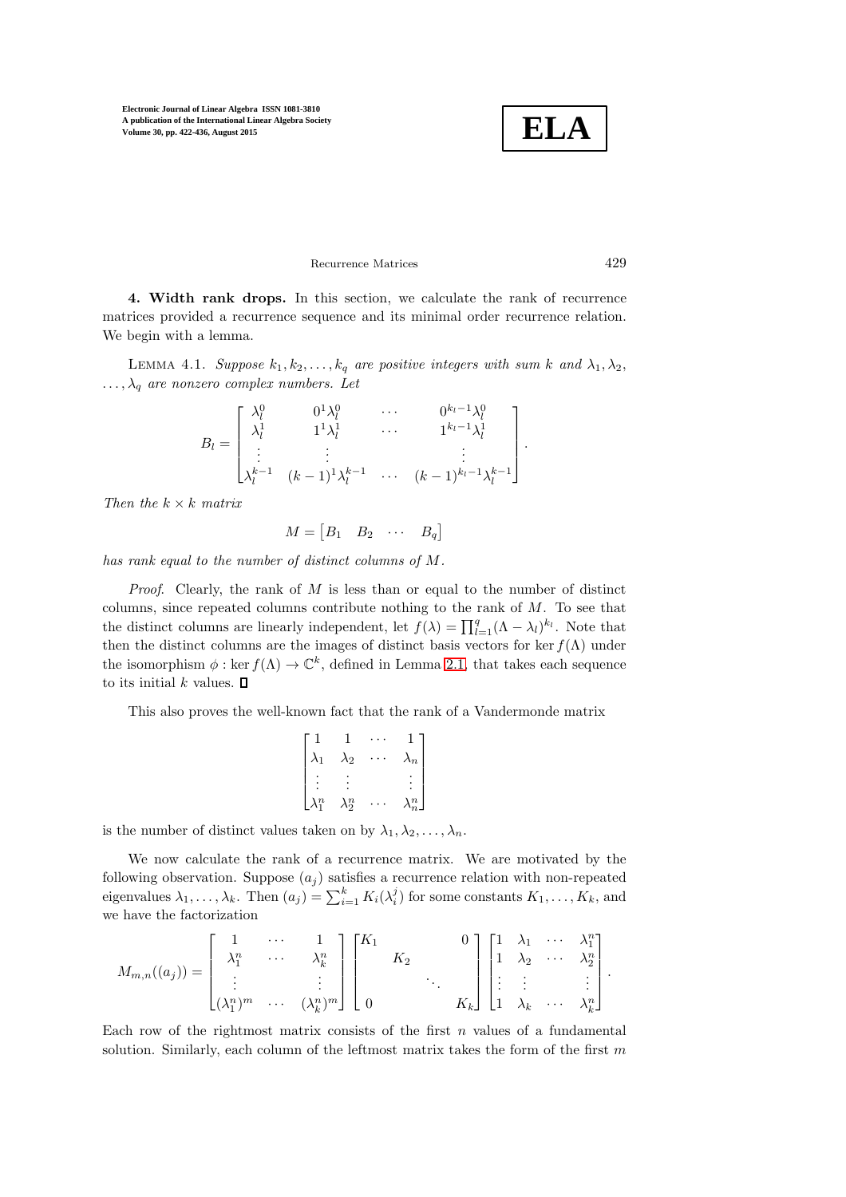**4. Width rank drops.** In this section, we calculate the rank of recurrence matrices provided a recurrence sequence and its minimal order recurrence relation. We begin with a lemma.

LEMMA 4.1. *Suppose $k_1, k_2, \ldots, k_q$ are positive integers with sum $k$ and $\lambda_1, \lambda_2, \ldots, \lambda_q$ are nonzero complex numbers. Let*

$$B_l = \begin{bmatrix} \lambda_l^0 & 0^1\lambda_l^0 & \cdots & 0^{k_l-1}\lambda_l^0 \\ \lambda_l^1 & 1^1\lambda_l^1 & \cdots & 1^{k_l-1}\lambda_l^1 \\ \vdots & \vdots & & \vdots \\ \lambda_l^{k-1} & (k-1)^1\lambda_l^{k-1} & \cdots & (k-1)^{k_l-1}\lambda_l^{k-1} \end{bmatrix}.$$

*Then the $k \times k$ matrix*

$$M = \begin{bmatrix} B_1 & B_2 & \cdots & B_q \end{bmatrix}$$

*has rank equal to the number of distinct columns of $M$.*

*Proof.* Clearly, the rank of $M$ is less than or equal to the number of distinct columns, since repeated columns contribute nothing to the rank of $M$. To see that the distinct columns are linearly independent, let $f(\lambda) = \prod_{l=1}^{q}(\Lambda - \lambda_l)^{k_l}$. Note that then the distinct columns are the images of distinct basis vectors for $\ker f(\Lambda)$ under the isomorphism $\phi : \ker f(\Lambda) \to \mathbb{C}^k$, defined in Lemma 2.1, that takes each sequence to its initial $k$ values. ∎

This also proves the well-known fact that the rank of a Vandermonde matrix

$$\begin{bmatrix} 1 & 1 & \cdots & 1 \\ \lambda_1 & \lambda_2 & \cdots & \lambda_n \\ \vdots & \vdots & & \vdots \\ \lambda_1^n & \lambda_2^n & \cdots & \lambda_n^n \end{bmatrix}$$

is the number of distinct values taken on by $\lambda_1, \lambda_2, \ldots, \lambda_n$.

We now calculate the rank of a recurrence matrix. We are motivated by the following observation. Suppose $(a_j)$ satisfies a recurrence relation with non-repeated eigenvalues $\lambda_1, \ldots, \lambda_k$. Then $(a_j) = \sum_{i=1}^{k} K_i(\lambda_i^j)$ for some constants $K_1, \ldots, K_k$, and we have the factorization

$$M_{m,n}((a_j)) = \begin{bmatrix} 1 & \cdots & 1 \\ \lambda_1^n & \cdots & \lambda_k^n \\ \vdots & & \vdots \\ (\lambda_1^n)^m & \cdots & (\lambda_k^n)^m \end{bmatrix} \begin{bmatrix} K_1 & & & 0 \\ & K_2 & & \\ & & \ddots & \\ 0 & & & K_k \end{bmatrix} \begin{bmatrix} 1 & \lambda_1 & \cdots & \lambda_1^n \\ 1 & \lambda_2 & \cdots & \lambda_2^n \\ \vdots & \vdots & & \vdots \\ 1 & \lambda_k & \cdots & \lambda_k^n \end{bmatrix}.$$

Each row of the rightmost matrix consists of the first $n$ values of a fundamental solution. Similarly, each column of the leftmost matrix takes the form of the first $m$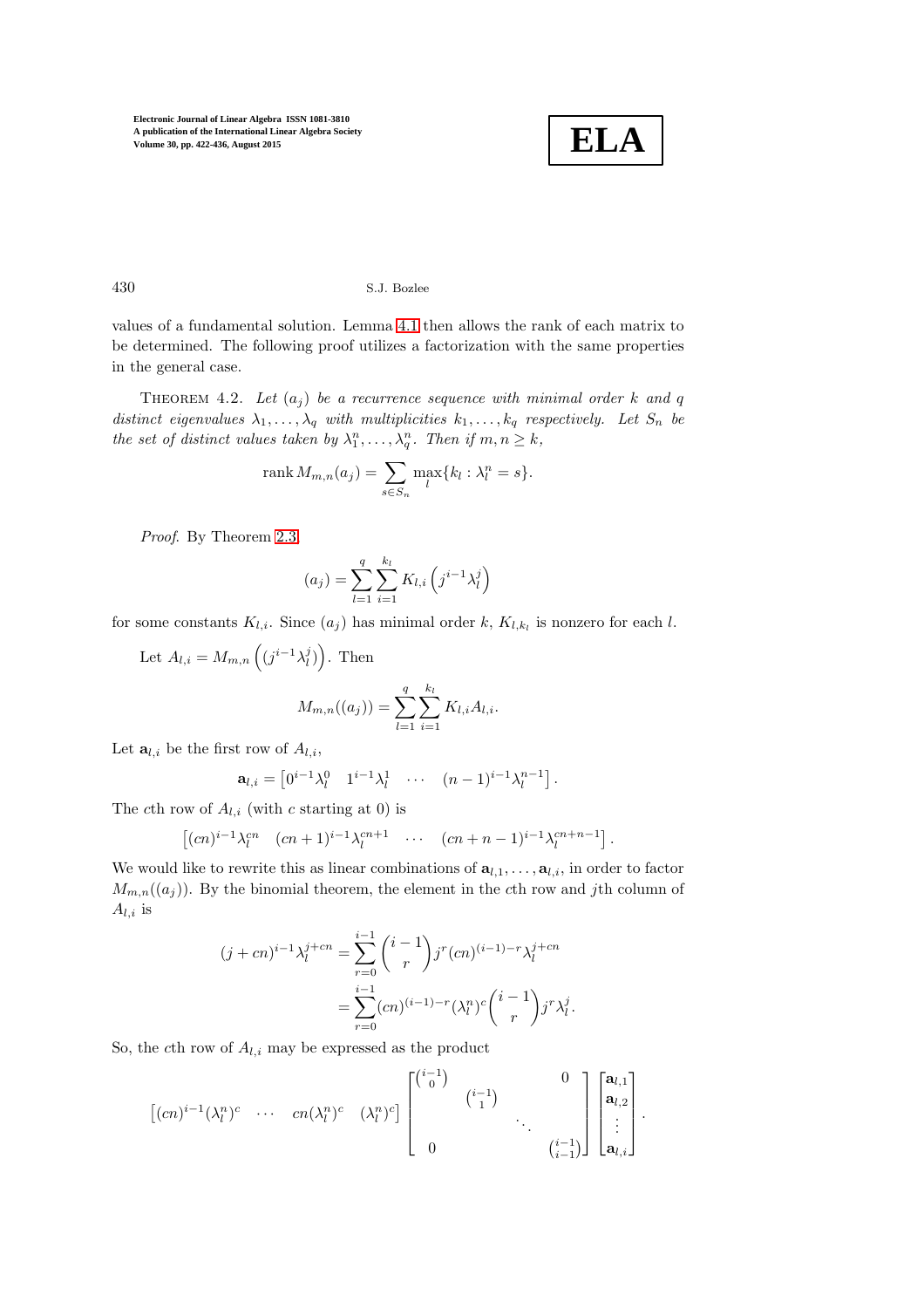values of a fundamental solution. Lemma 4.1 then allows the rank of each matrix to be determined. The following proof utilizes a factorization with the same properties in the general case.

THEOREM 4.2. *Let $(a_j)$ be a recurrence sequence with minimal order $k$ and $q$ distinct eigenvalues $\lambda_1, \ldots, \lambda_q$ with multiplicities $k_1, \ldots, k_q$ respectively. Let $S_n$ be the set of distinct values taken by $\lambda_1^n, \ldots, \lambda_q^n$. Then if $m, n \geq k$,*

$$\operatorname{rank} M_{m,n}(a_j) = \sum_{s \in S_n} \max_l \{k_l : \lambda_l^n = s\}.$$

*Proof.* By Theorem 2.3,

$$(a_j) = \sum_{l=1}^{q} \sum_{i=1}^{k_l} K_{l,i} \left( j^{i-1} \lambda_l^j \right)$$

for some constants $K_{l,i}$. Since $(a_j)$ has minimal order $k$, $K_{l,k_l}$ is nonzero for each $l$.

Let $A_{l,i} = M_{m,n}\left( (j^{i-1} \lambda_l^j) \right)$. Then

$$M_{m,n}((a_j)) = \sum_{l=1}^{q} \sum_{i=1}^{k_l} K_{l,i} A_{l,i}.$$

Let $\mathbf{a}_{l,i}$ be the first row of $A_{l,i}$,

$$\mathbf{a}_{l,i} = \begin{bmatrix} 0^{i-1}\lambda_l^0 & 1^{i-1}\lambda_l^1 & \cdots & (n-1)^{i-1}\lambda_l^{n-1} \end{bmatrix}.$$

The $c$th row of $A_{l,i}$ (with $c$ starting at 0) is

$$\begin{bmatrix} (cn)^{i-1}\lambda_l^{cn} & (cn+1)^{i-1}\lambda_l^{cn+1} & \cdots & (cn+n-1)^{i-1}\lambda_l^{cn+n-1} \end{bmatrix}.$$

We would like to rewrite this as linear combinations of $\mathbf{a}_{l,1}, \ldots, \mathbf{a}_{l,i}$, in order to factor $M_{m,n}((a_j))$. By the binomial theorem, the element in the $c$th row and $j$th column of $A_{l,i}$ is

$$\begin{aligned}
(j+cn)^{i-1}\lambda_l^{j+cn} &= \sum_{r=0}^{i-1} \binom{i-1}{r} j^r (cn)^{(i-1)-r} \lambda_l^{j+cn} \\
&= \sum_{r=0}^{i-1} (cn)^{(i-1)-r} (\lambda_l^n)^c \binom{i-1}{r} j^r \lambda_l^j.
\end{aligned}$$

So, the $c$th row of $A_{l,i}$ may be expressed as the product

$$\begin{bmatrix} (cn)^{i-1}(\lambda_l^n)^c & \cdots & cn(\lambda_l^n)^c & (\lambda_l^n)^c \end{bmatrix} \begin{bmatrix} \binom{i-1}{0} & & & 0 \\ & \binom{i-1}{1} & & \\ & & \ddots & \\ 0 & & & \binom{i-1}{i-1} \end{bmatrix} \begin{bmatrix} \mathbf{a}_{l,1} \\ \mathbf{a}_{l,2} \\ \vdots \\ \mathbf{a}_{l,i} \end{bmatrix}.$$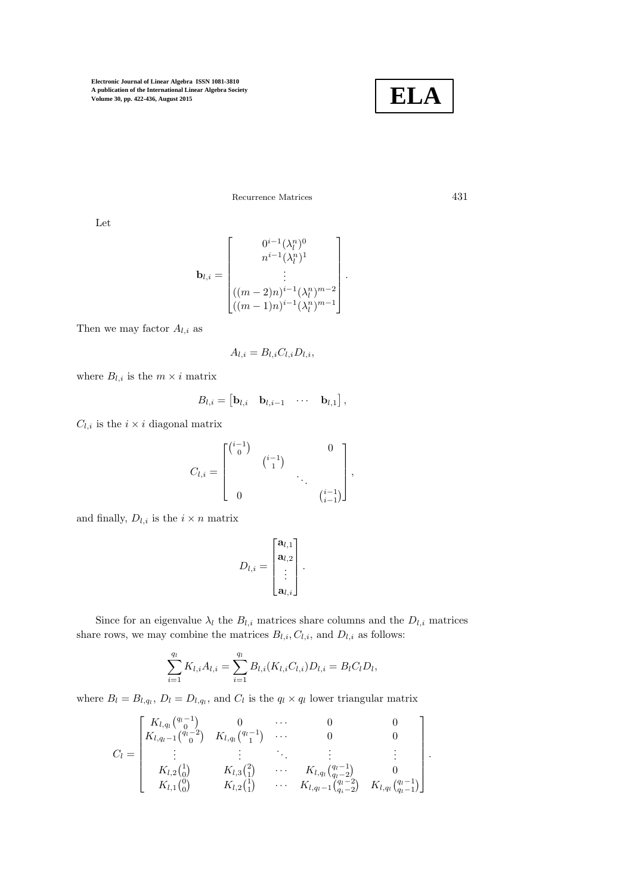Let

$$\mathbf{b}_{l,i} = \begin{bmatrix} 0^{i-1}(\lambda_l^n)^0 \\ n^{i-1}(\lambda_l^n)^1 \\ \vdots \\ ((m-2)n)^{i-1}(\lambda_l^n)^{m-2} \\ ((m-1)n)^{i-1}(\lambda_l^n)^{m-1} \end{bmatrix}.$$

Then we may factor $A_{l,i}$ as

$$A_{l,i} = B_{l,i}C_{l,i}D_{l,i},$$

where $B_{l,i}$ is the $m \times i$ matrix

$$B_{l,i} = \begin{bmatrix} \mathbf{b}_{l,i} & \mathbf{b}_{l,i-1} & \cdots & \mathbf{b}_{l,1} \end{bmatrix},$$

$C_{l,i}$ is the $i \times i$ diagonal matrix

$$C_{l,i} = \begin{bmatrix} \binom{i-1}{0} & & & 0 \\ & \binom{i-1}{1} & & \\ & & \ddots & \\ 0 & & & \binom{i-1}{i-1} \end{bmatrix},$$

and finally, $D_{l,i}$ is the $i \times n$ matrix

$$D_{l,i} = \begin{bmatrix} \mathbf{a}_{l,1} \\ \mathbf{a}_{l,2} \\ \vdots \\ \mathbf{a}_{l,i} \end{bmatrix}.$$

Since for an eigenvalue $\lambda_l$ the $B_{l,i}$ matrices share columns and the $D_{l,i}$ matrices share rows, we may combine the matrices $B_{l,i}, C_{l,i}$, and $D_{l,i}$ as follows:

$$\sum_{i=1}^{q_l} K_{l,i}A_{l,i} = \sum_{i=1}^{q_l} B_{l,i}(K_{l,i}C_{l,i})D_{l,i} = B_lC_lD_l,$$

where $B_l = B_{l,q_l}$, $D_l = D_{l,q_l}$, and $C_l$ is the $q_l \times q_l$ lower triangular matrix

$$C_l = \begin{bmatrix} K_{l,q_l}\binom{q_l-1}{0} & 0 & \cdots & 0 & 0 \\ K_{l,q_l-1}\binom{q_l-2}{0} & K_{l,q_l}\binom{q_l-1}{1} & \cdots & 0 & 0 \\ \vdots & \vdots & \ddots & \vdots & \vdots \\ K_{l,2}\binom{1}{0} & K_{l,3}\binom{2}{1} & \cdots & K_{l,q_l}\binom{q_l-1}{q_l-2} & 0 \\ K_{l,1}\binom{0}{0} & K_{l,2}\binom{1}{1} & \cdots & K_{l,q_l-1}\binom{q_l-2}{q_i-2} & K_{l,q_l}\binom{q_l-1}{q_l-1} \end{bmatrix}.$$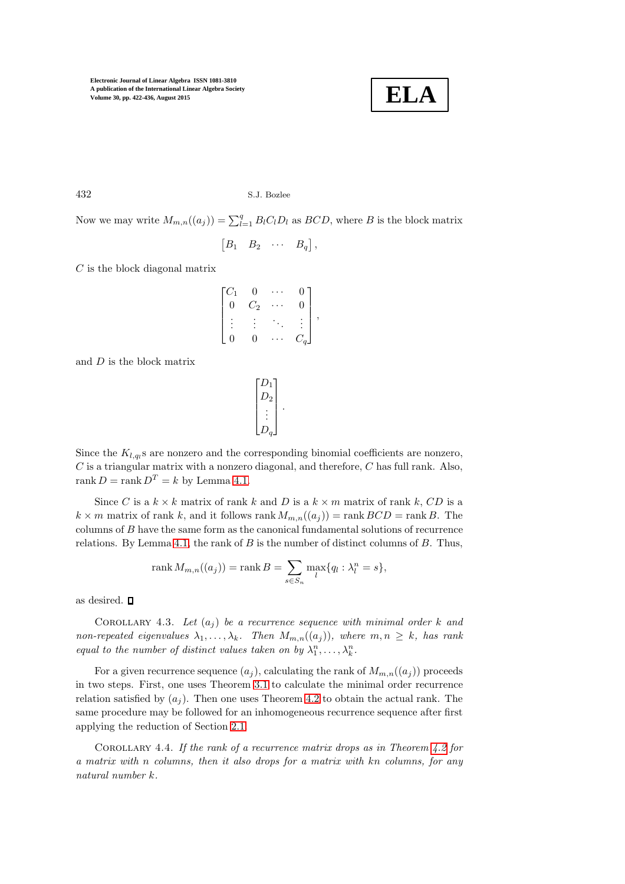Now we may write $M_{m,n}((a_j)) = \sum_{l=1}^{q} B_l C_l D_l$ as $BCD$, where $B$ is the block matrix

$$\begin{bmatrix} B_1 & B_2 & \cdots & B_q \end{bmatrix},$$

$C$ is the block diagonal matrix

$$\begin{bmatrix} C_1 & 0 & \cdots & 0 \\ 0 & C_2 & \cdots & 0 \\ \vdots & \vdots & \ddots & \vdots \\ 0 & 0 & \cdots & C_q \end{bmatrix},$$

and $D$ is the block matrix

$$\begin{bmatrix} D_1 \\ D_2 \\ \vdots \\ D_q \end{bmatrix}.$$

Since the $K_{l,q_l}$s are nonzero and the corresponding binomial coefficients are nonzero, $C$ is a triangular matrix with a nonzero diagonal, and therefore, $C$ has full rank. Also, $\operatorname{rank} D = \operatorname{rank} D^T = k$ by Lemma 4.1.

Since $C$ is a $k \times k$ matrix of rank $k$ and $D$ is a $k \times m$ matrix of rank $k$, $CD$ is a $k \times m$ matrix of rank $k$, and it follows $\operatorname{rank} M_{m,n}((a_j)) = \operatorname{rank} BCD = \operatorname{rank} B$. The columns of $B$ have the same form as the canonical fundamental solutions of recurrence relations. By Lemma 4.1, the rank of $B$ is the number of distinct columns of $B$. Thus,

$$\operatorname{rank} M_{m,n}((a_j)) = \operatorname{rank} B = \sum_{s \in S_n} \max_l \{q_l : \lambda_l^n = s\},$$

as desired. $\square$

Corollary 4.3. *Let $(a_j)$ be a recurrence sequence with minimal order $k$ and non-repeated eigenvalues $\lambda_1, \ldots, \lambda_k$. Then $M_{m,n}((a_j))$, where $m, n \geq k$, has rank equal to the number of distinct values taken on by $\lambda_1^n, \ldots, \lambda_k^n$.*

For a given recurrence sequence $(a_j)$, calculating the rank of $M_{m,n}((a_j))$ proceeds in two steps. First, one uses Theorem 3.1 to calculate the minimal order recurrence relation satisfied by $(a_j)$. Then one uses Theorem 4.2 to obtain the actual rank. The same procedure may be followed for an inhomogeneous recurrence sequence after first applying the reduction of Section 2.1.

Corollary 4.4. *If the rank of a recurrence matrix drops as in Theorem 4.2 for a matrix with $n$ columns, then it also drops for a matrix with $kn$ columns, for any natural number $k$.*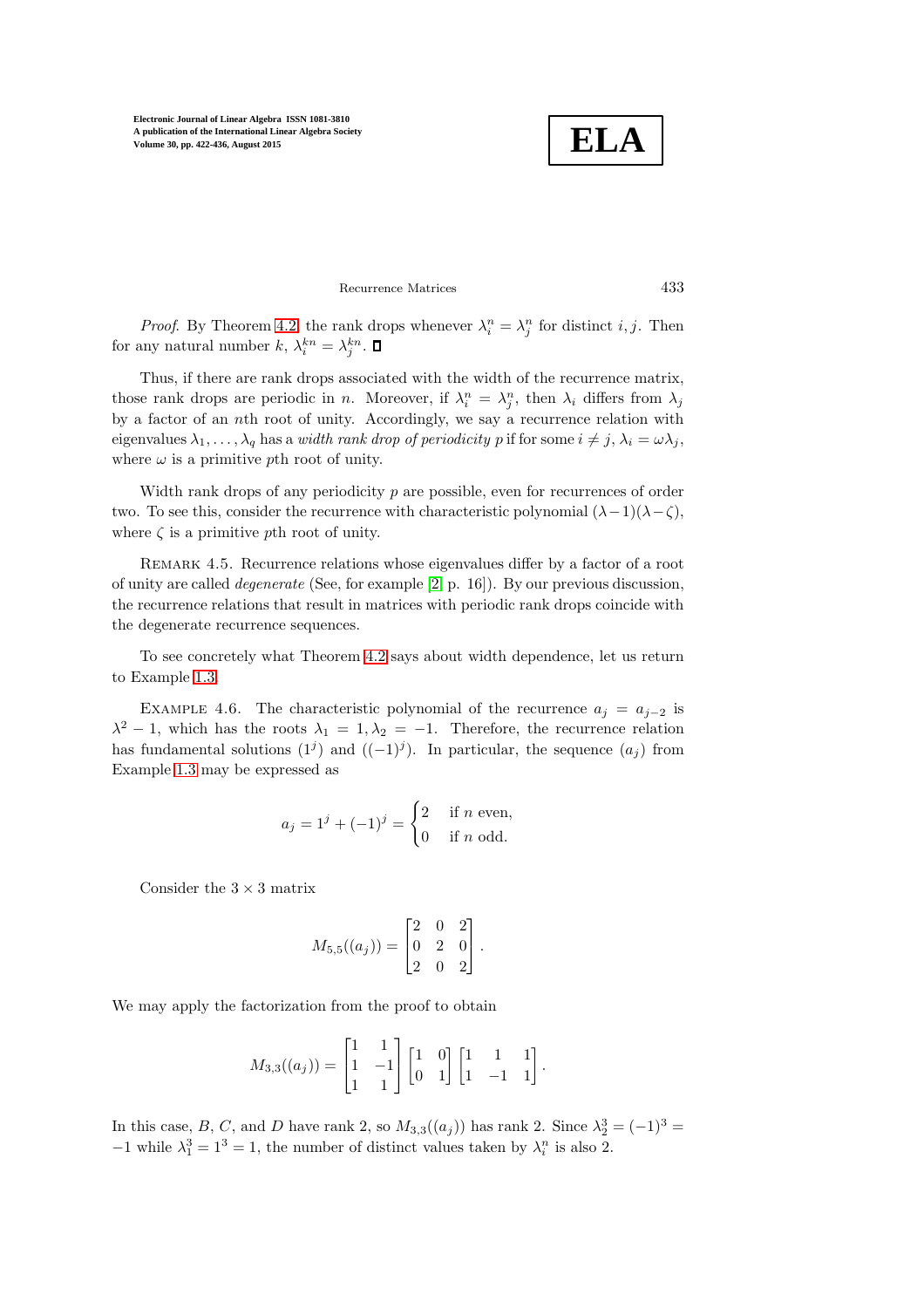*Proof*. By Theorem 4.2, the rank drops whenever $\lambda_i^n = \lambda_j^n$ for distinct $i, j$. Then for any natural number $k$, $\lambda_i^{kn} = \lambda_j^{kn}$. $\square$

Thus, if there are rank drops associated with the width of the recurrence matrix, those rank drops are periodic in $n$. Moreover, if $\lambda_i^n = \lambda_j^n$, then $\lambda_i$ differs from $\lambda_j$ by a factor of an $n$th root of unity. Accordingly, we say a recurrence relation with eigenvalues $\lambda_1, \ldots, \lambda_q$ has a *width rank drop of periodicity* $p$ if for some $i \neq j$, $\lambda_i = \omega \lambda_j$, where $\omega$ is a primitive $p$th root of unity.

Width rank drops of any periodicity $p$ are possible, even for recurrences of order two. To see this, consider the recurrence with characteristic polynomial $(\lambda - 1)(\lambda - \zeta)$, where $\zeta$ is a primitive $p$th root of unity.

Remark 4.5. Recurrence relations whose eigenvalues differ by a factor of a root of unity are called *degenerate* (See, for example [2, p. 16]). By our previous discussion, the recurrence relations that result in matrices with periodic rank drops coincide with the degenerate recurrence sequences.

To see concretely what Theorem 4.2 says about width dependence, let us return to Example 1.3.

Example 4.6. The characteristic polynomial of the recurrence $a_j = a_{j-2}$ is $\lambda^2 - 1$, which has the roots $\lambda_1 = 1, \lambda_2 = -1$. Therefore, the recurrence relation has fundamental solutions $(1^j)$ and $((-1)^j)$. In particular, the sequence $(a_j)$ from Example 1.3 may be expressed as

$$a_j = 1^j + (-1)^j = \begin{cases} 2 & \text{if } n \text{ even}, \\ 0 & \text{if } n \text{ odd}. \end{cases}$$

Consider the $3 \times 3$ matrix

$$M_{5,5}((a_j)) = \begin{bmatrix} 2 & 0 & 2 \\ 0 & 2 & 0 \\ 2 & 0 & 2 \end{bmatrix}.$$

We may apply the factorization from the proof to obtain

$$M_{3,3}((a_j)) = \begin{bmatrix} 1 & 1 \\ 1 & -1 \\ 1 & 1 \end{bmatrix} \begin{bmatrix} 1 & 0 \\ 0 & 1 \end{bmatrix} \begin{bmatrix} 1 & 1 & 1 \\ 1 & -1 & 1 \end{bmatrix}.$$

In this case, $B$, $C$, and $D$ have rank 2, so $M_{3,3}((a_j))$ has rank 2. Since $\lambda_2^3 = (-1)^3 = -1$ while $\lambda_1^3 = 1^3 = 1$, the number of distinct values taken by $\lambda_i^n$ is also 2.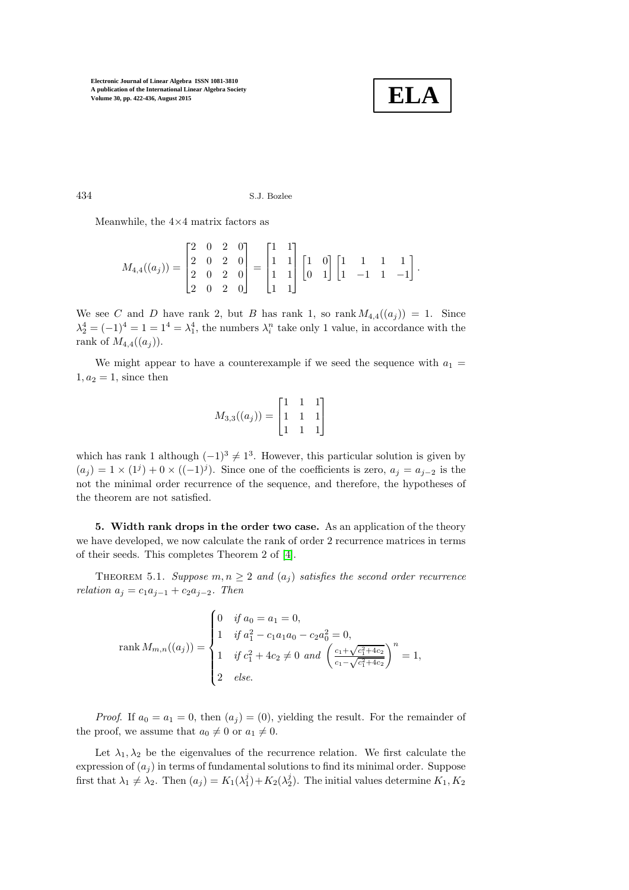Meanwhile, the $4\times 4$ matrix factors as

$$M_{4,4}((a_j)) = \begin{bmatrix} 2 & 0 & 2 & 0 \\ 2 & 0 & 2 & 0 \\ 2 & 0 & 2 & 0 \\ 2 & 0 & 2 & 0 \end{bmatrix} = \begin{bmatrix} 1 & 1 \\ 1 & 1 \\ 1 & 1 \\ 1 & 1 \end{bmatrix} \begin{bmatrix} 1 & 0 \\ 0 & 1 \end{bmatrix} \begin{bmatrix} 1 & 1 & 1 & 1 \\ 1 & -1 & 1 & -1 \end{bmatrix}.$$

We see $C$ and $D$ have rank 2, but $B$ has rank 1, so $\operatorname{rank} M_{4,4}((a_j)) = 1$. Since $\lambda_2^4 = (-1)^4 = 1 = 1^4 = \lambda_1^4$, the numbers $\lambda_i^n$ take only 1 value, in accordance with the rank of $M_{4,4}((a_j))$.

We might appear to have a counterexample if we seed the sequence with $a_1 = 1, a_2 = 1$, since then

$$M_{3,3}((a_j)) = \begin{bmatrix} 1 & 1 & 1 \\ 1 & 1 & 1 \\ 1 & 1 & 1 \end{bmatrix}$$

which has rank 1 although $(-1)^3 \neq 1^3$. However, this particular solution is given by $(a_j) = 1 \times (1^j) + 0 \times ((-1)^j)$. Since one of the coefficients is zero, $a_j = a_{j-2}$ is the not the minimal order recurrence of the sequence, and therefore, the hypotheses of the theorem are not satisfied.

**5. Width rank drops in the order two case.** As an application of the theory we have developed, we now calculate the rank of order 2 recurrence matrices in terms of their seeds. This completes Theorem 2 of [4].

THEOREM 5.1. *Suppose $m, n \geq 2$ and $(a_j)$ satisfies the second order recurrence relation $a_j = c_1 a_{j-1} + c_2 a_{j-2}$. Then*

$$\operatorname{rank} M_{m,n}((a_j)) = \begin{cases} 0 & \text{if } a_0 = a_1 = 0, \\ 1 & \text{if } a_1^2 - c_1 a_1 a_0 - c_2 a_0^2 = 0, \\ 1 & \text{if } c_1^2 + 4c_2 \neq 0 \text{ and } \left( \frac{c_1 + \sqrt{c_1^2 + 4c_2}}{c_1 - \sqrt{c_1^2 + 4c_2}} \right)^n = 1, \\ 2 & \text{else.} \end{cases}$$

*Proof.* If $a_0 = a_1 = 0$, then $(a_j) = (0)$, yielding the result. For the remainder of the proof, we assume that $a_0 \neq 0$ or $a_1 \neq 0$.

Let $\lambda_1, \lambda_2$ be the eigenvalues of the recurrence relation. We first calculate the expression of $(a_j)$ in terms of fundamental solutions to find its minimal order. Suppose first that $\lambda_1 \neq \lambda_2$. Then $(a_j) = K_1(\lambda_1^j) + K_2(\lambda_2^j)$. The initial values determine $K_1, K_2$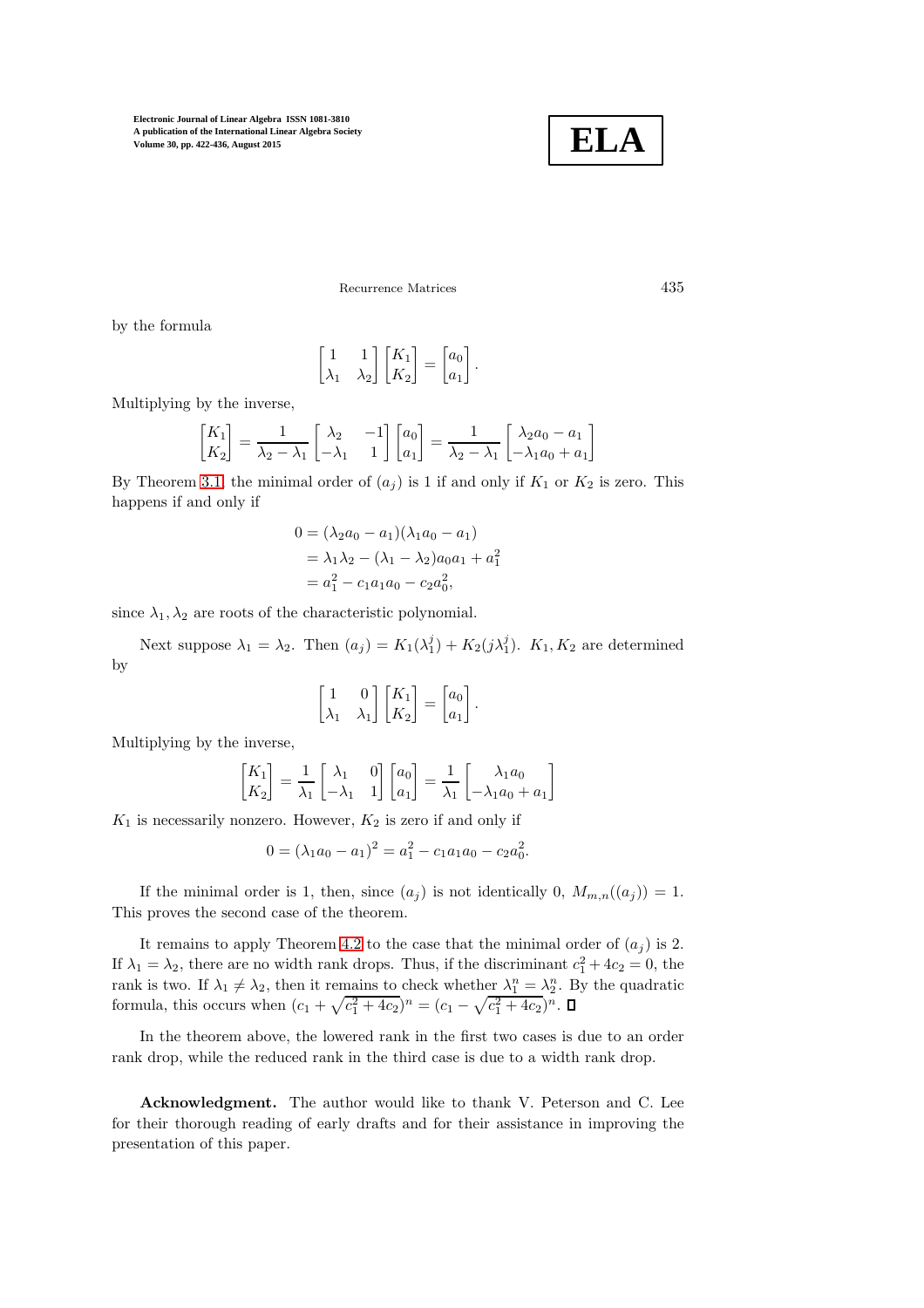by the formula

$$\begin{bmatrix} 1 & 1 \\ \lambda_1 & \lambda_2 \end{bmatrix} \begin{bmatrix} K_1 \\ K_2 \end{bmatrix} = \begin{bmatrix} a_0 \\ a_1 \end{bmatrix}.$$

Multiplying by the inverse,

$$\begin{bmatrix} K_1 \\ K_2 \end{bmatrix} = \frac{1}{\lambda_2 - \lambda_1} \begin{bmatrix} \lambda_2 & -1 \\ -\lambda_1 & 1 \end{bmatrix} \begin{bmatrix} a_0 \\ a_1 \end{bmatrix} = \frac{1}{\lambda_2 - \lambda_1} \begin{bmatrix} \lambda_2 a_0 - a_1 \\ -\lambda_1 a_0 + a_1 \end{bmatrix}$$

By Theorem 3.1, the minimal order of $(a_j)$ is 1 if and only if $K_1$ or $K_2$ is zero. This happens if and only if

$$\begin{aligned} 0 &= (\lambda_2 a_0 - a_1)(\lambda_1 a_0 - a_1) \\ &= \lambda_1 \lambda_2 - (\lambda_1 - \lambda_2) a_0 a_1 + a_1^2 \\ &= a_1^2 - c_1 a_1 a_0 - c_2 a_0^2, \end{aligned}$$

since $\lambda_1, \lambda_2$ are roots of the characteristic polynomial.

Next suppose $\lambda_1 = \lambda_2$. Then $(a_j) = K_1(\lambda_1^j) + K_2(j\lambda_1^j)$. $K_1, K_2$ are determined by

$$\begin{bmatrix} 1 & 0 \\ \lambda_1 & \lambda_1 \end{bmatrix} \begin{bmatrix} K_1 \\ K_2 \end{bmatrix} = \begin{bmatrix} a_0 \\ a_1 \end{bmatrix}.$$

Multiplying by the inverse,

$$\begin{bmatrix} K_1 \\ K_2 \end{bmatrix} = \frac{1}{\lambda_1} \begin{bmatrix} \lambda_1 & 0 \\ -\lambda_1 & 1 \end{bmatrix} \begin{bmatrix} a_0 \\ a_1 \end{bmatrix} = \frac{1}{\lambda_1} \begin{bmatrix} \lambda_1 a_0 \\ -\lambda_1 a_0 + a_1 \end{bmatrix}$$

$K_1$ is necessarily nonzero. However, $K_2$ is zero if and only if

$$0 = (\lambda_1 a_0 - a_1)^2 = a_1^2 - c_1 a_1 a_0 - c_2 a_0^2.$$

If the minimal order is 1, then, since $(a_j)$ is not identically 0, $M_{m,n}((a_j)) = 1$. This proves the second case of the theorem.

It remains to apply Theorem 4.2 to the case that the minimal order of $(a_j)$ is 2. If $\lambda_1 = \lambda_2$, there are no width rank drops. Thus, if the discriminant $c_1^2 + 4c_2 = 0$, the rank is two. If $\lambda_1 \neq \lambda_2$, then it remains to check whether $\lambda_1^n = \lambda_2^n$. By the quadratic formula, this occurs when $(c_1 + \sqrt{c_1^2 + 4c_2})^n = (c_1 - \sqrt{c_1^2 + 4c_2})^n$. ∎

In the theorem above, the lowered rank in the first two cases is due to an order rank drop, while the reduced rank in the third case is due to a width rank drop.

**Acknowledgment.** The author would like to thank V. Peterson and C. Lee for their thorough reading of early drafts and for their assistance in improving the presentation of this paper.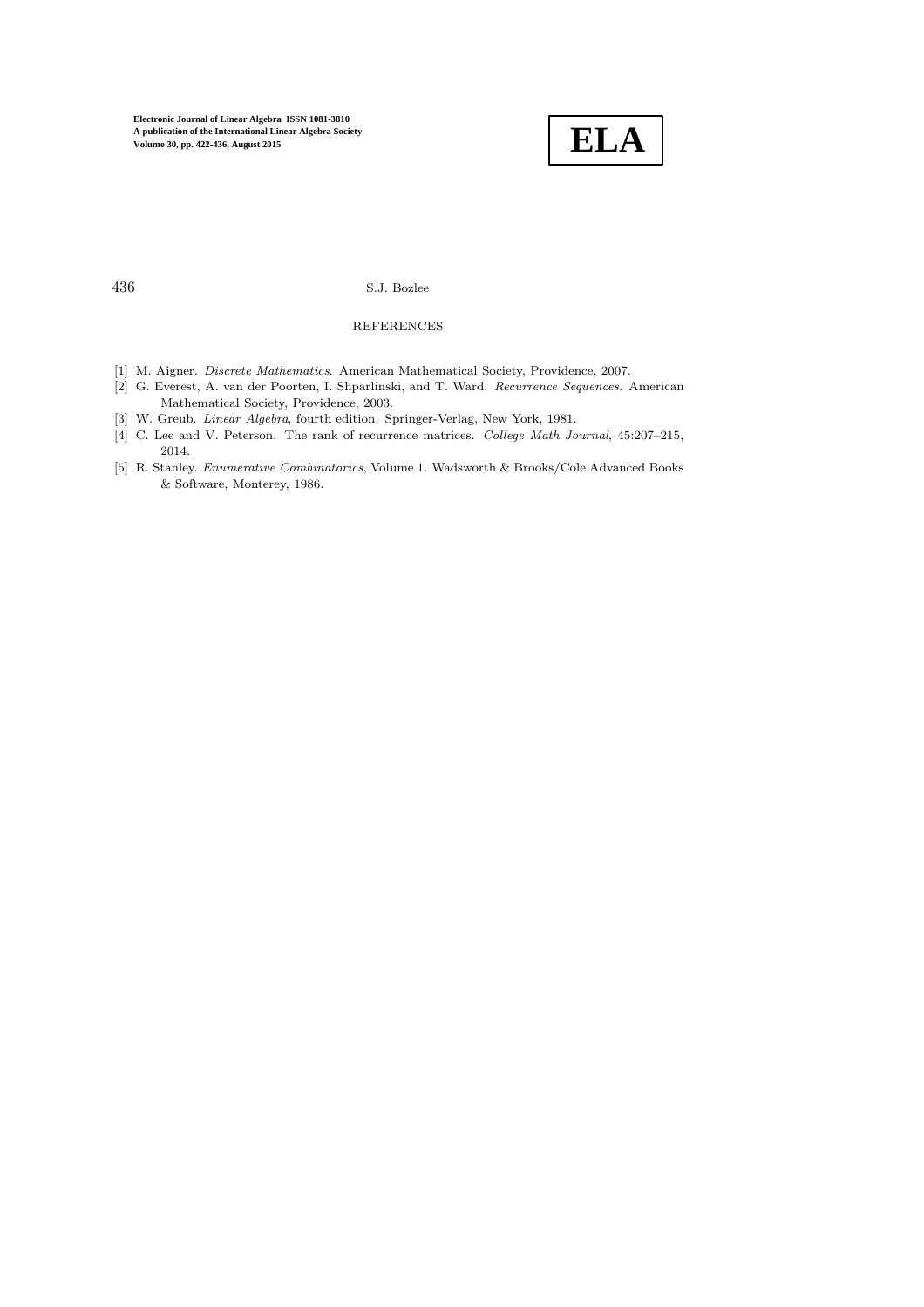## REFERENCES

[1] M. Aigner. *Discrete Mathematics*. American Mathematical Society, Providence, 2007.

[2] G. Everest, A. van der Poorten, I. Shparlinski, and T. Ward. *Recurrence Sequences*. American Mathematical Society, Providence, 2003.

[3] W. Greub. *Linear Algebra*, fourth edition. Springer-Verlag, New York, 1981.

[4] C. Lee and V. Peterson. The rank of recurrence matrices. *College Math Journal*, 45:207–215, 2014.

[5] R. Stanley. *Enumerative Combinatorics*, Volume 1. Wadsworth & Brooks/Cole Advanced Books & Software, Monterey, 1986.